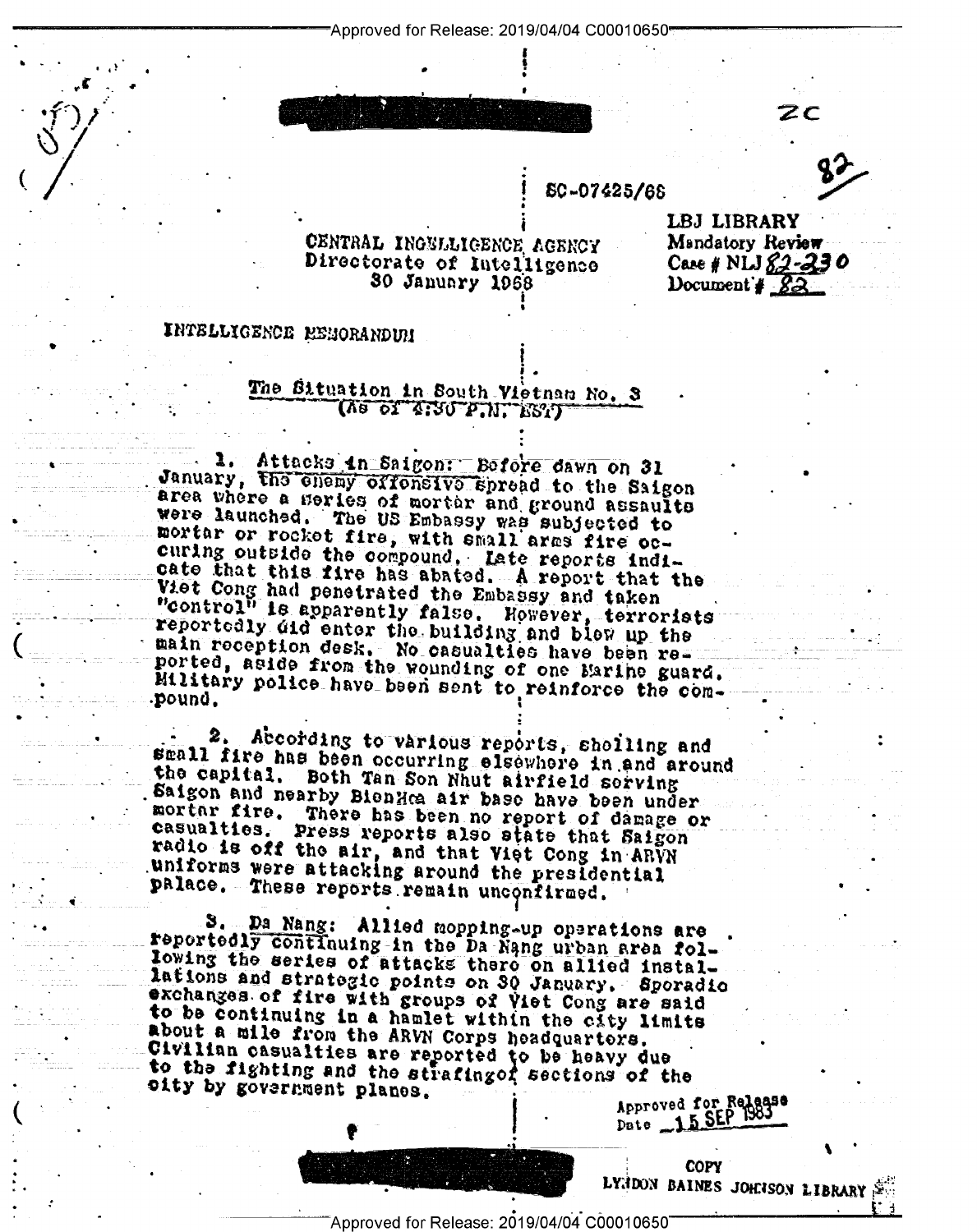ZC

82

SC-07425/68

LBJ LIBRARY
Mandatory Review
Case # NLJ 82-230
Document # 82

CENTRAL INTELLIGENCE AGENCY
Directorate of Intelligence
30 January 1968

INTELLIGENCE MEMORANDUM

## The Situation in South Vietnam No. 3
(As of 4:30 P.M. EST)

1. Attacks in Saigon: Before dawn on 31 January, the enemy offensive spread to the Saigon area where a series of mortar and ground assaults were launched. The US Embassy was subjected to mortar or rocket fire, with small arms fire occurring outside the compound. Late reports indicate that this fire has abated. A report that the Viet Cong had penetrated the Embassy and taken "control" is apparently false. However, terrorists reportedly did enter the building and blew up the main reception desk. No casualties have been reported, aside from the wounding of one Marine guard. Military police have been sent to reinforce the compound.

2. According to various reports, shelling and small fire has been occurring elsewhere in and around the capital. Both Tan Son Nhut airfield serving Saigon and nearby BienHoa air base have been under mortar fire. There has been no report of damage or casualties. Press reports also state that Saigon radio is off the air, and that Viet Cong in ARVN uniforms were attacking around the presidential palace. These reports remain unconfirmed.

3. Da Nang: Allied mopping-up operations are reportedly continuing in the Da Nang urban area following the series of attacks there on allied installations and strategic points on 30 January. Sporadic exchanges of fire with groups of Viet Cong are said to be continuing in a hamlet within the city limits about a mile from the ARVN Corps headquarters. Civilian casualties are reported to be heavy due to the fighting and the strafing of sections of the city by government planes.

Approved for Release
Date 15 SEP 1983

COPY
LYNDON BAINES JOHNSON LIBRARY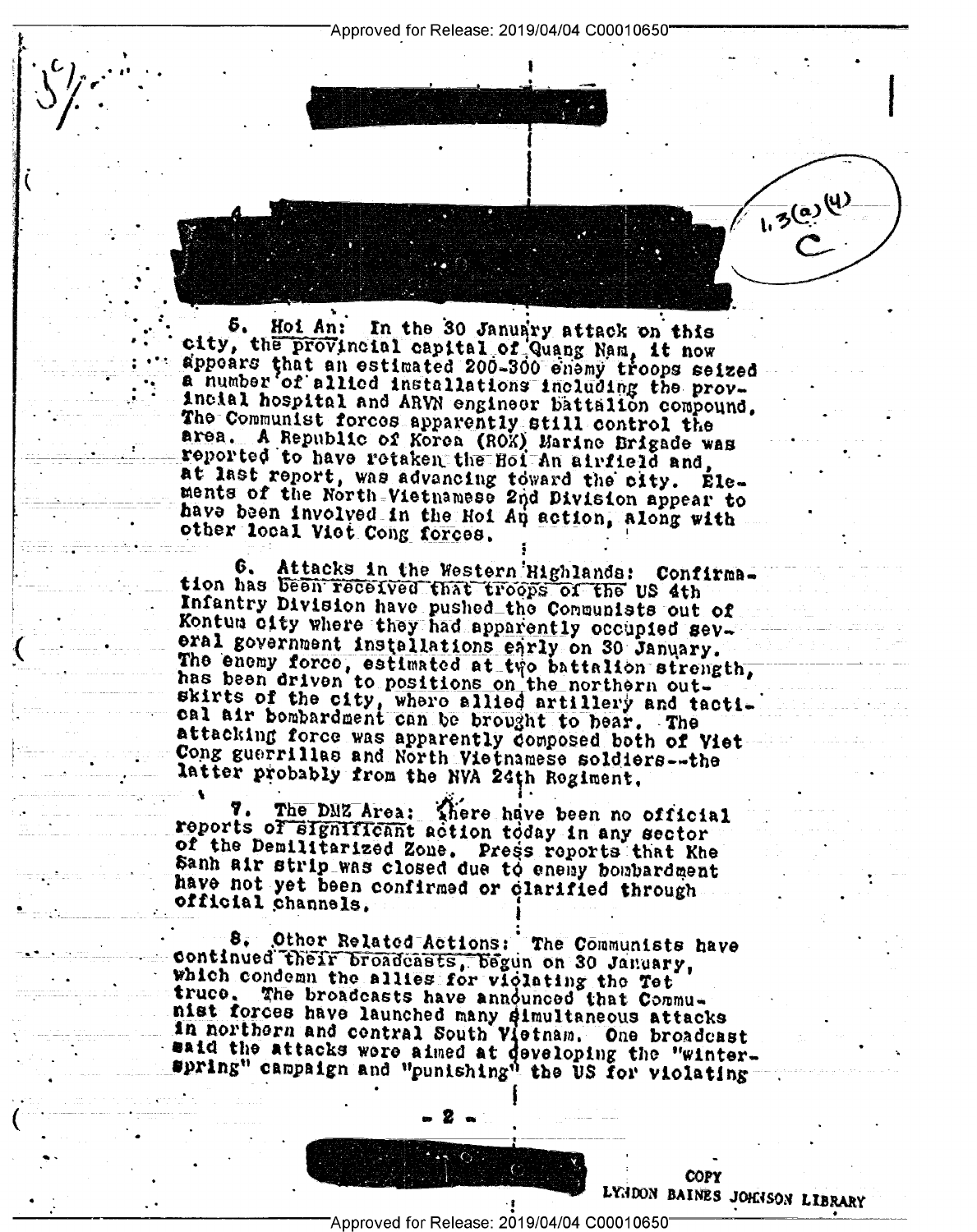5. Hoi An: In the 30 January attack on this city, the provincial capital of Quang Nam, it now appears that an estimated 200-300 enemy troops seized a number of allied installations including the provincial hospital and ARVN engineer battalion compound. The Communist forces apparently still control the area. A Republic of Korea (ROK) Marine Brigade was reported to have retaken the Hoi An airfield and, at last report, was advancing toward the city. Elements of the North Vietnamese 2nd Division appear to have been involved in the Hoi An action, along with other local Viet Cong forces.

6. Attacks in the Western Highlands: Confirmation has been received that troops of the US 4th Infantry Division have pushed the Communists out of Kontum city where they had apparently occupied several government installations early on 30 January. The enemy force, estimated at two battalion strength, has been driven to positions on the northern outskirts of the city, where allied artillery and tactical air bombardment can be brought to bear. The attacking force was apparently composed both of Viet Cong guerrillas and North Vietnamese soldiers--the latter probably from the NVA 24th Regiment.

7. The DMZ Area: There have been no official reports of significant action today in any sector of the Demilitarized Zone. Press reports that Khe Sanh air strip was closed due to enemy bombardment have not yet been confirmed or clarified through official channels.

8. Other Related Actions: The Communists have continued their broadcasts, begun on 30 January, which condemn the allies for violating the Tet truce. The broadcasts have announced that Communist forces have launched many simultaneous attacks in northern and central South Vietnam. One broadcast said the attacks were aimed at developing the "winter-spring" campaign and "punishing" the US for violating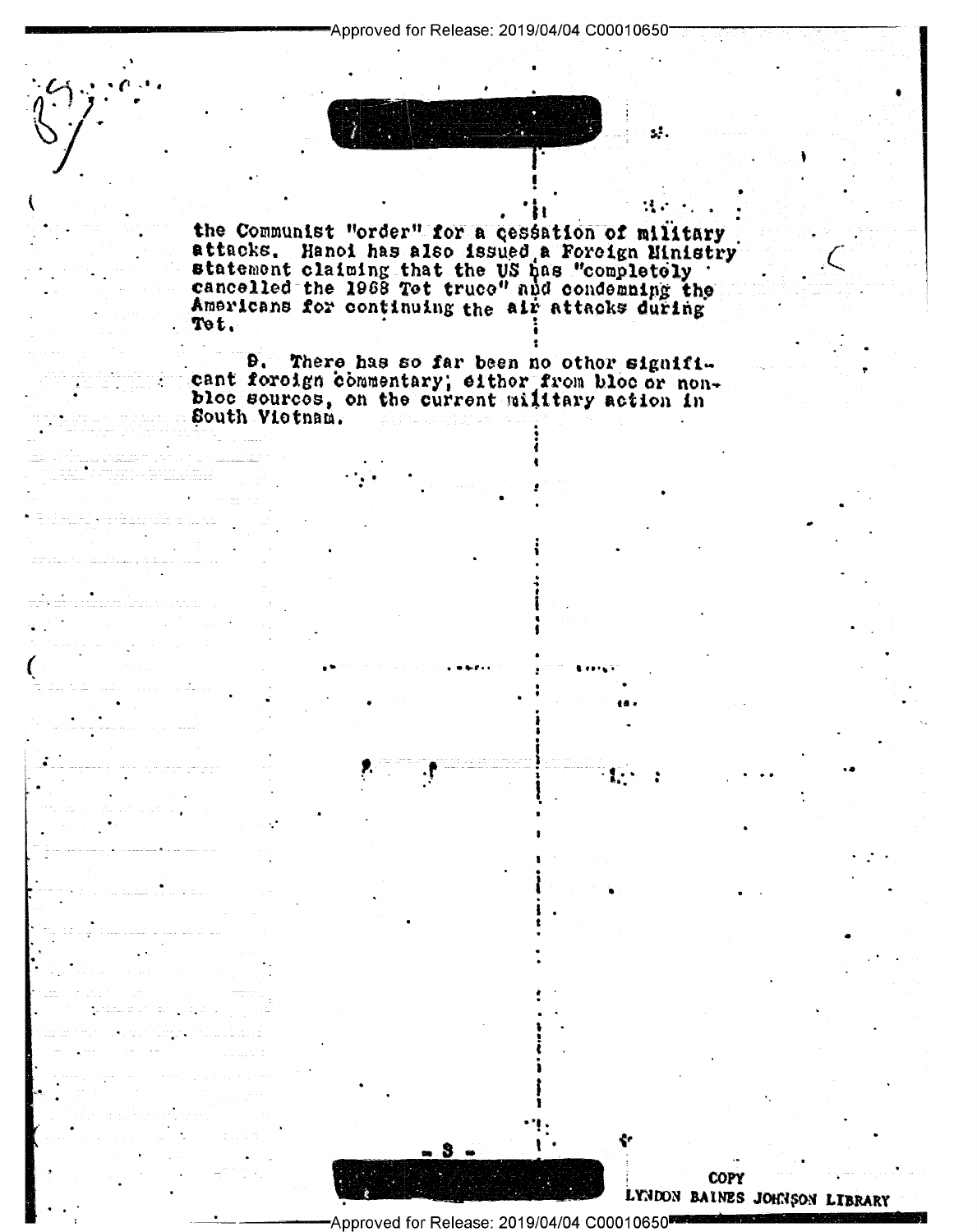the Communist "order" for a cessation of military attacks. Hanoi has also issued a Foreign Ministry statement claiming that the US has "completely cancelled the 1968 Tet truce" and condemning the Americans for continuing the air attacks during Tet.

9. There has so far been no other significant foreign commentary, either from bloc or non-bloc sources, on the current military action in South Vietnam.

COPY
LYNDON BAINES JOHNSON LIBRARY